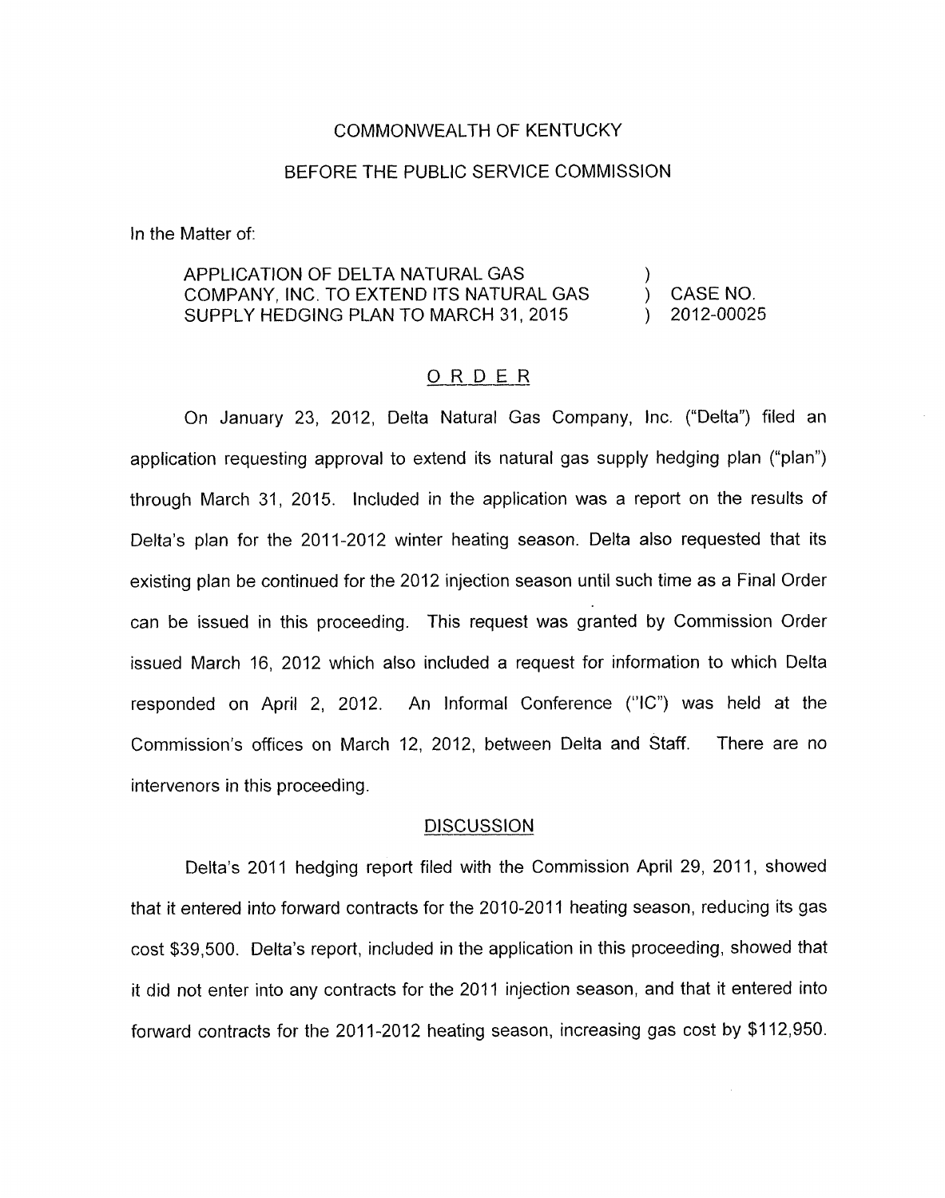COMMONWEALTH OF KENTUCKY

BEFORE THE PUBLIC SERVICE COMMISSION

In the Matter of:

| | | |
|---|---|---|
| APPLICATION OF DELTA NATURAL GAS COMPANY, INC. TO EXTEND ITS NATURAL GAS SUPPLY HEDGING PLAN TO MARCH 31, 2015 | ) ) ) | CASE NO. 2012-00025 |

## ORDER

On January 23, 2012, Delta Natural Gas Company, Inc. ("Delta") filed an application requesting approval to extend its natural gas supply hedging plan ("plan") through March 31, 2015. Included in the application was a report on the results of Delta's plan for the 2011-2012 winter heating season. Delta also requested that its existing plan be continued for the 2012 injection season until such time as a Final Order can be issued in this proceeding. This request was granted by Commission Order issued March 16, 2012 which also included a request for information to which Delta responded on April 2, 2012. An Informal Conference ("IC") was held at the Commission's offices on March 12, 2012, between Delta and Staff. There are no intervenors in this proceeding.

## DISCUSSION

Delta's 2011 hedging report filed with the Commission April 29, 2011, showed that it entered into forward contracts for the 2010-2011 heating season, reducing its gas cost $39,500. Delta's report, included in the application in this proceeding, showed that it did not enter into any contracts for the 2011 injection season, and that it entered into forward contracts for the 2011-2012 heating season, increasing gas cost by $112,950.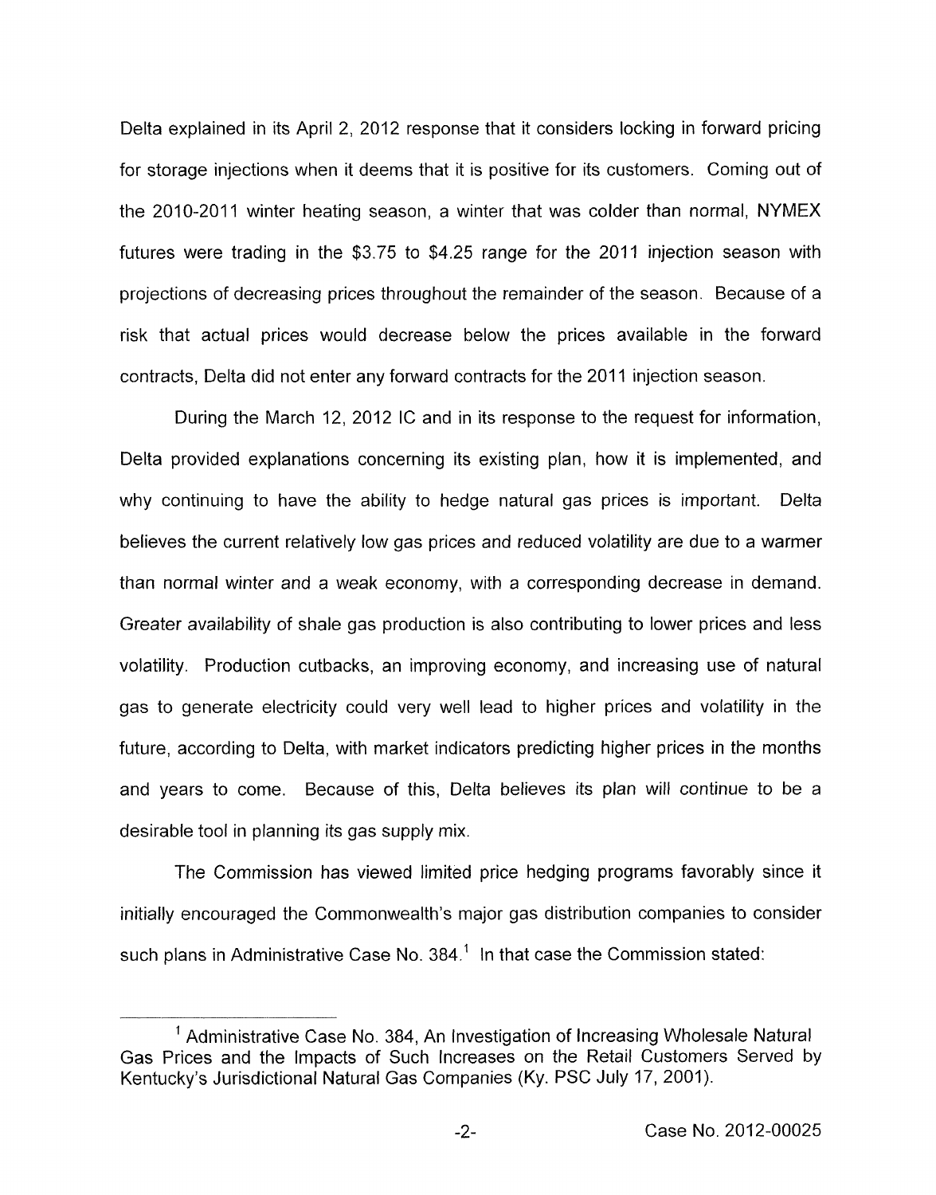Delta explained in its April 2, 2012 response that it considers locking in forward pricing for storage injections when it deems that it is positive for its customers. Coming out of the 2010-2011 winter heating season, a winter that was colder than normal, NYMEX futures were trading in the $3.75 to $4.25 range for the 2011 injection season with projections of decreasing prices throughout the remainder of the season. Because of a risk that actual prices would decrease below the prices available in the forward contracts, Delta did not enter any forward contracts for the 2011 injection season.

During the March 12, 2012 IC and in its response to the request for information, Delta provided explanations concerning its existing plan, how it is implemented, and why continuing to have the ability to hedge natural gas prices is important. Delta believes the current relatively low gas prices and reduced volatility are due to a warmer than normal winter and a weak economy, with a corresponding decrease in demand. Greater availability of shale gas production is also contributing to lower prices and less volatility. Production cutbacks, an improving economy, and increasing use of natural gas to generate electricity could very well lead to higher prices and volatility in the future, according to Delta, with market indicators predicting higher prices in the months and years to come. Because of this, Delta believes its plan will continue to be a desirable tool in planning its gas supply mix.

The Commission has viewed limited price hedging programs favorably since it initially encouraged the Commonwealth's major gas distribution companies to consider such plans in Administrative Case No. 384.[1] In that case the Commission stated:

[1] Administrative Case No. 384, An Investigation of Increasing Wholesale Natural Gas Prices and the Impacts of Such Increases on the Retail Customers Served by Kentucky's Jurisdictional Natural Gas Companies (Ky. PSC July 17, 2001).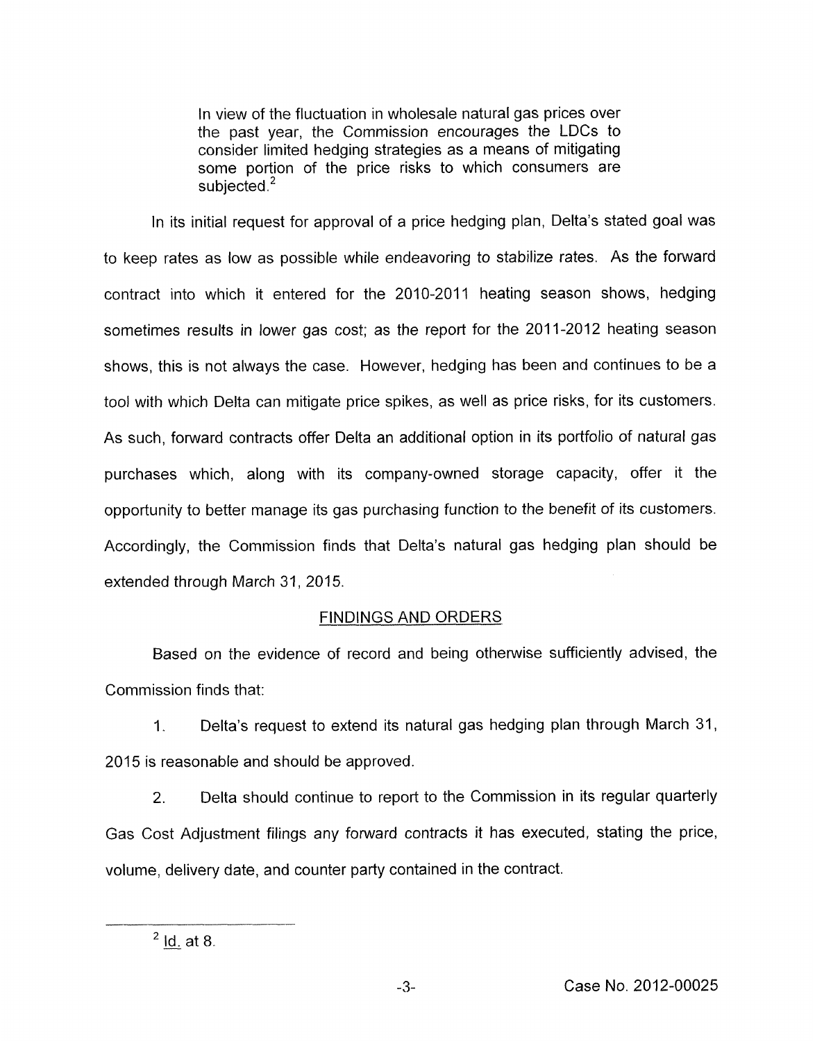> In view of the fluctuation in wholesale natural gas prices over the past year, the Commission encourages the LDCs to consider limited hedging strategies as a means of mitigating some portion of the price risks to which consumers are subjected.[2]

In its initial request for approval of a price hedging plan, Delta's stated goal was to keep rates as low as possible while endeavoring to stabilize rates. As the forward contract into which it entered for the 2010-2011 heating season shows, hedging sometimes results in lower gas cost; as the report for the 2011-2012 heating season shows, this is not always the case. However, hedging has been and continues to be a tool with which Delta can mitigate price spikes, as well as price risks, for its customers. As such, forward contracts offer Delta an additional option in its portfolio of natural gas purchases which, along with its company-owned storage capacity, offer it the opportunity to better manage its gas purchasing function to the benefit of its customers. Accordingly, the Commission finds that Delta's natural gas hedging plan should be extended through March 31, 2015.

## FINDINGS AND ORDERS

Based on the evidence of record and being otherwise sufficiently advised, the Commission finds that:

1. Delta's request to extend its natural gas hedging plan through March 31, 2015 is reasonable and should be approved.

2. Delta should continue to report to the Commission in its regular quarterly Gas Cost Adjustment filings any forward contracts it has executed, stating the price, volume, delivery date, and counter party contained in the contract.

---

[2] Id. at 8.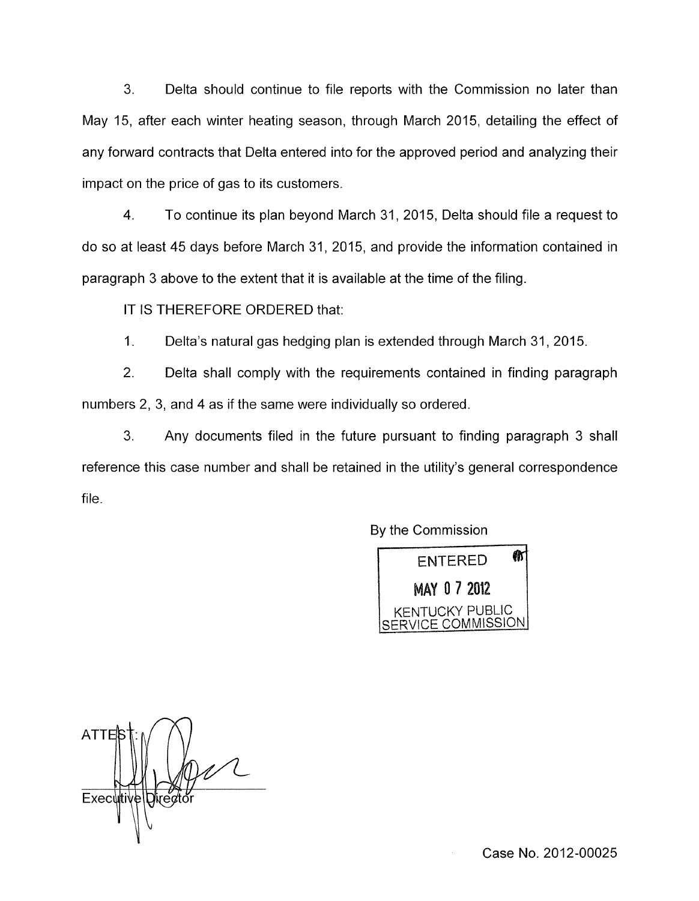3. Delta should continue to file reports with the Commission no later than May 15, after each winter heating season, through March 2015, detailing the effect of any forward contracts that Delta entered into for the approved period and analyzing their impact on the price of gas to its customers.

4. To continue its plan beyond March 31, 2015, Delta should file a request to do so at least 45 days before March 31, 2015, and provide the information contained in paragraph 3 above to the extent that it is available at the time of the filing.

IT IS THEREFORE ORDERED that:

1. Delta's natural gas hedging plan is extended through March 31, 2015.

2. Delta shall comply with the requirements contained in finding paragraph numbers 2, 3, and 4 as if the same were individually so ordered.

3. Any documents filed in the future pursuant to finding paragraph 3 shall reference this case number and shall be retained in the utility's general correspondence file.

By the Commission

ENTERED
MAY 07 2012
KENTUCKY PUBLIC
SERVICE COMMISSION

ATTEST:

Executive Director

Case No. 2012-00025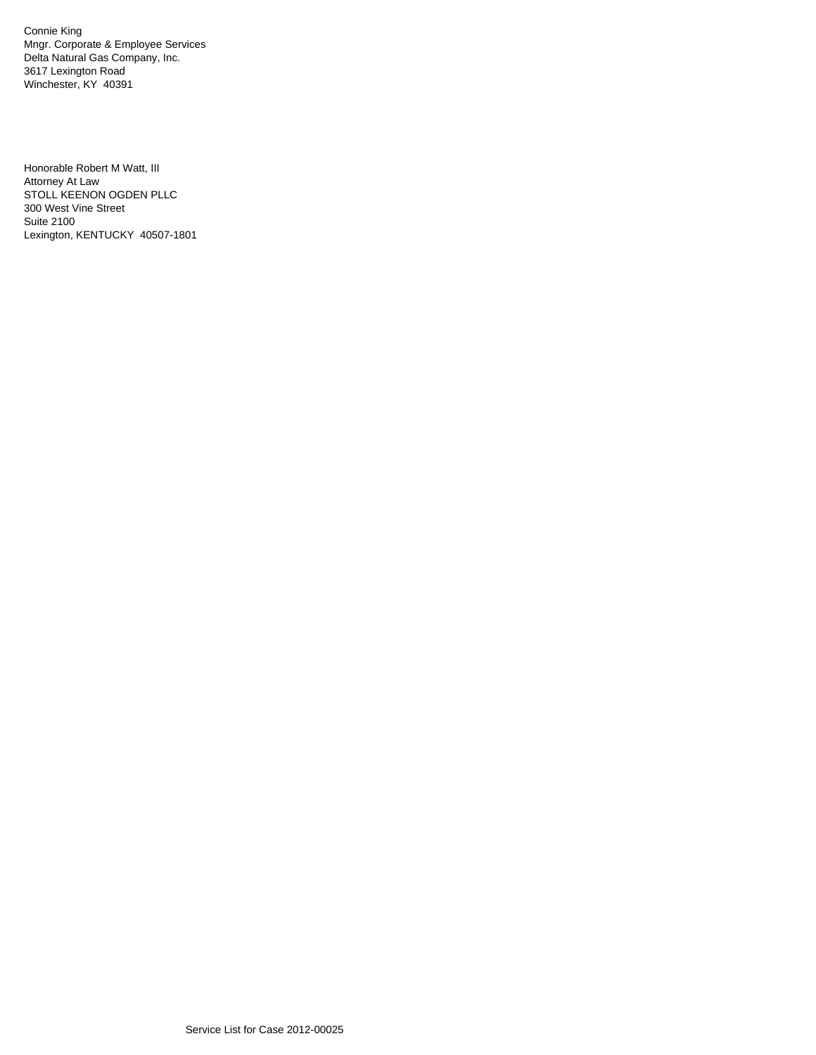Connie King
Mngr. Corporate & Employee Services
Delta Natural Gas Company, Inc.
3617 Lexington Road
Winchester, KY 40391

Honorable Robert M Watt, III
Attorney At Law
STOLL KEENON OGDEN PLLC
300 West Vine Street
Suite 2100
Lexington, KENTUCKY 40507-1801

Service List for Case 2012-00025